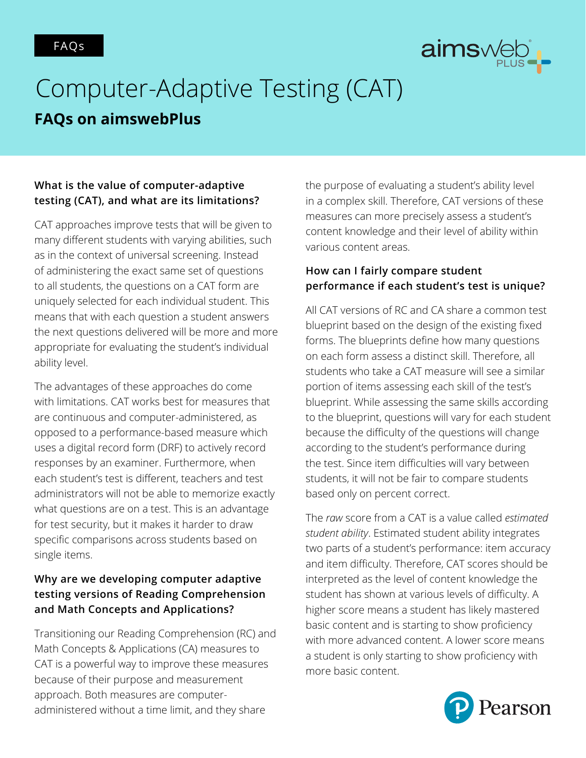FAQs

# Computer-Adaptive Testing (CAT)

## FAQs on aimswebPlus

**What is the value of computer-adaptive testing (CAT), and what are its limitations?**

CAT approaches improve tests that will be given to many different students with varying abilities, such as in the context of universal screening. Instead of administering the exact same set of questions to all students, the questions on a CAT form are uniquely selected for each individual student. This means that with each question a student answers the next questions delivered will be more and more appropriate for evaluating the student's individual ability level.

The advantages of these approaches do come with limitations. CAT works best for measures that are continuous and computer-administered, as opposed to a performance-based measure which uses a digital record form (DRF) to actively record responses by an examiner. Furthermore, when each student's test is different, teachers and test administrators will not be able to memorize exactly what questions are on a test. This is an advantage for test security, but it makes it harder to draw specific comparisons across students based on single items.

**Why are we developing computer adaptive testing versions of Reading Comprehension and Math Concepts and Applications?**

Transitioning our Reading Comprehension (RC) and Math Concepts & Applications (CA) measures to CAT is a powerful way to improve these measures because of their purpose and measurement approach. Both measures are computer-administered without a time limit, and they share the purpose of evaluating a student's ability level in a complex skill. Therefore, CAT versions of these measures can more precisely assess a student's content knowledge and their level of ability within various content areas.

**How can I fairly compare student performance if each student's test is unique?**

All CAT versions of RC and CA share a common test blueprint based on the design of the existing fixed forms. The blueprints define how many questions on each form assess a distinct skill. Therefore, all students who take a CAT measure will see a similar portion of items assessing each skill of the test's blueprint. While assessing the same skills according to the blueprint, questions will vary for each student because the difficulty of the questions will change according to the student's performance during the test. Since item difficulties will vary between students, it will not be fair to compare students based only on percent correct.

The *raw* score from a CAT is a value called *estimated student ability*. Estimated student ability integrates two parts of a student's performance: item accuracy and item difficulty. Therefore, CAT scores should be interpreted as the level of content knowledge the student has shown at various levels of difficulty. A higher score means a student has likely mastered basic content and is starting to show proficiency with more advanced content. A lower score means a student is only starting to show proficiency with more basic content.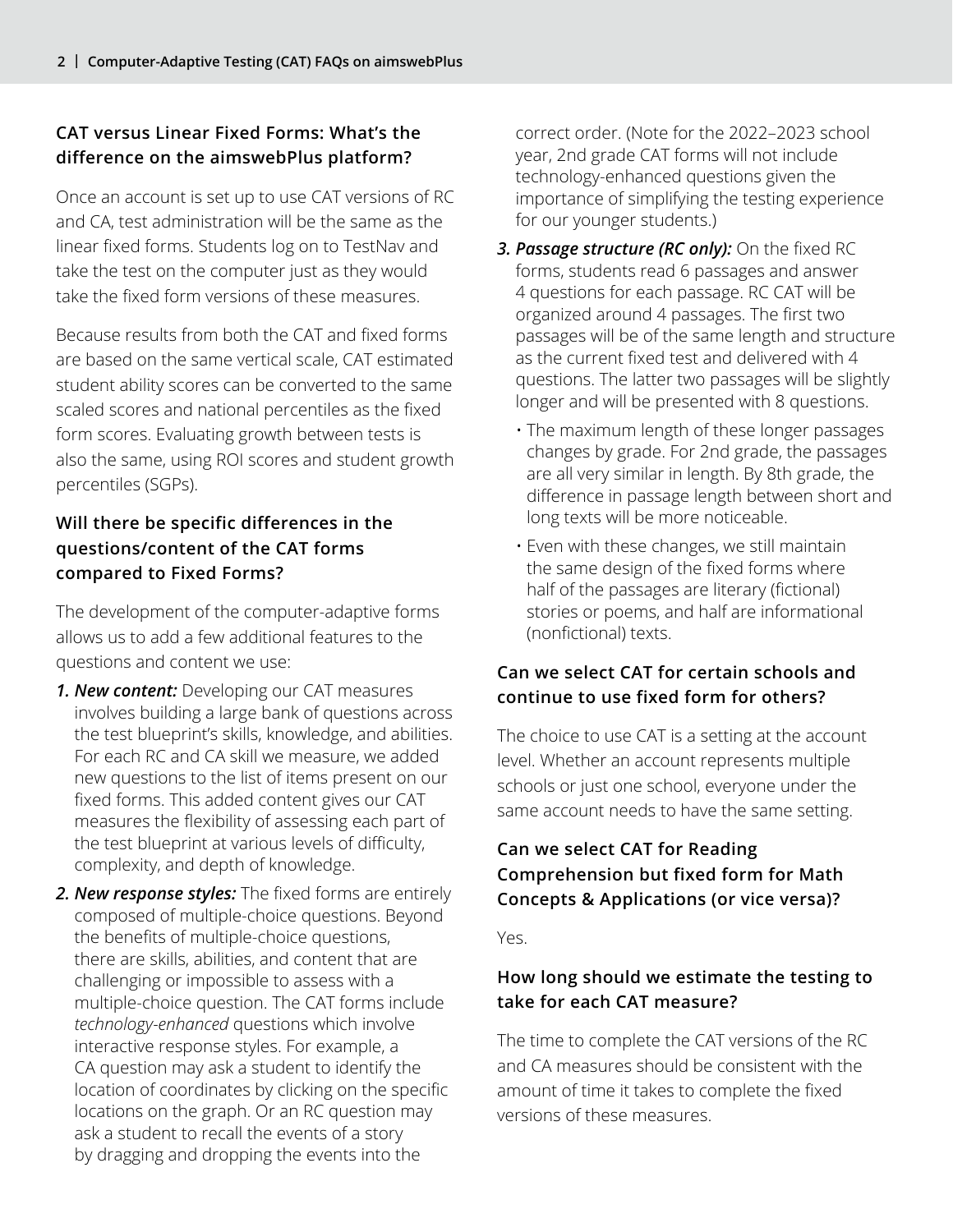## CAT versus Linear Fixed Forms: What's the difference on the aimswebPlus platform?

Once an account is set up to use CAT versions of RC and CA, test administration will be the same as the linear fixed forms. Students log on to TestNav and take the test on the computer just as they would take the fixed form versions of these measures.

Because results from both the CAT and fixed forms are based on the same vertical scale, CAT estimated student ability scores can be converted to the same scaled scores and national percentiles as the fixed form scores. Evaluating growth between tests is also the same, using ROI scores and student growth percentiles (SGPs).

## Will there be specific differences in the questions/content of the CAT forms compared to Fixed Forms?

The development of the computer-adaptive forms allows us to add a few additional features to the questions and content we use:

1. ***New content:*** Developing our CAT measures involves building a large bank of questions across the test blueprint's skills, knowledge, and abilities. For each RC and CA skill we measure, we added new questions to the list of items present on our fixed forms. This added content gives our CAT measures the flexibility of assessing each part of the test blueprint at various levels of difficulty, complexity, and depth of knowledge.
2. ***New response styles:*** The fixed forms are entirely composed of multiple-choice questions. Beyond the benefits of multiple-choice questions, there are skills, abilities, and content that are challenging or impossible to assess with a multiple-choice question. The CAT forms include *technology-enhanced* questions which involve interactive response styles. For example, a CA question may ask a student to identify the location of coordinates by clicking on the specific locations on the graph. Or an RC question may ask a student to recall the events of a story by dragging and dropping the events into the correct order. (Note for the 2022–2023 school year, 2nd grade CAT forms will not include technology-enhanced questions given the importance of simplifying the testing experience for our younger students.)
3. ***Passage structure (RC only):*** On the fixed RC forms, students read 6 passages and answer 4 questions for each passage. RC CAT will be organized around 4 passages. The first two passages will be of the same length and structure as the current fixed test and delivered with 4 questions. The latter two passages will be slightly longer and will be presented with 8 questions.
   - The maximum length of these longer passages changes by grade. For 2nd grade, the passages are all very similar in length. By 8th grade, the difference in passage length between short and long texts will be more noticeable.
   - Even with these changes, we still maintain the same design of the fixed forms where half of the passages are literary (fictional) stories or poems, and half are informational (nonfictional) texts.

## Can we select CAT for certain schools and continue to use fixed form for others?

The choice to use CAT is a setting at the account level. Whether an account represents multiple schools or just one school, everyone under the same account needs to have the same setting.

## Can we select CAT for Reading Comprehension but fixed form for Math Concepts & Applications (or vice versa)?

Yes.

## How long should we estimate the testing to take for each CAT measure?

The time to complete the CAT versions of the RC and CA measures should be consistent with the amount of time it takes to complete the fixed versions of these measures.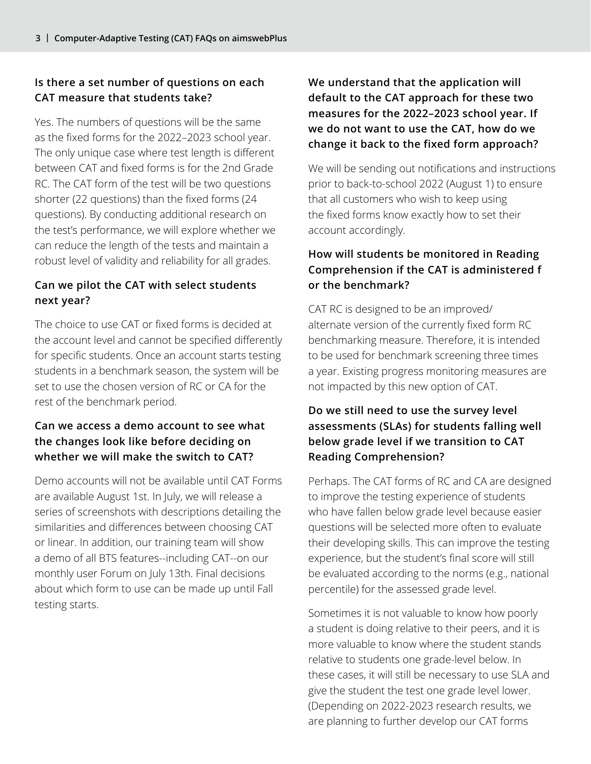### Is there a set number of questions on each CAT measure that students take?

Yes. The numbers of questions will be the same as the fixed forms for the 2022–2023 school year. The only unique case where test length is different between CAT and fixed forms is for the 2nd Grade RC. The CAT form of the test will be two questions shorter (22 questions) than the fixed forms (24 questions). By conducting additional research on the test's performance, we will explore whether we can reduce the length of the tests and maintain a robust level of validity and reliability for all grades.

### Can we pilot the CAT with select students next year?

The choice to use CAT or fixed forms is decided at the account level and cannot be specified differently for specific students. Once an account starts testing students in a benchmark season, the system will be set to use the chosen version of RC or CA for the rest of the benchmark period.

### Can we access a demo account to see what the changes look like before deciding on whether we will make the switch to CAT?

Demo accounts will not be available until CAT Forms are available August 1st. In July, we will release a series of screenshots with descriptions detailing the similarities and differences between choosing CAT or linear. In addition, our training team will show a demo of all BTS features--including CAT--on our monthly user Forum on July 13th. Final decisions about which form to use can be made up until Fall testing starts.

### We understand that the application will default to the CAT approach for these two measures for the 2022–2023 school year. If we do not want to use the CAT, how do we change it back to the fixed form approach?

We will be sending out notifications and instructions prior to back-to-school 2022 (August 1) to ensure that all customers who wish to keep using the fixed forms know exactly how to set their account accordingly.

### How will students be monitored in Reading Comprehension if the CAT is administered f or the benchmark?

CAT RC is designed to be an improved/alternate version of the currently fixed form RC benchmarking measure. Therefore, it is intended to be used for benchmark screening three times a year. Existing progress monitoring measures are not impacted by this new option of CAT.

### Do we still need to use the survey level assessments (SLAs) for students falling well below grade level if we transition to CAT Reading Comprehension?

Perhaps. The CAT forms of RC and CA are designed to improve the testing experience of students who have fallen below grade level because easier questions will be selected more often to evaluate their developing skills. This can improve the testing experience, but the student's final score will still be evaluated according to the norms (e.g., national percentile) for the assessed grade level.

Sometimes it is not valuable to know how poorly a student is doing relative to their peers, and it is more valuable to know where the student stands relative to students one grade-level below. In these cases, it will still be necessary to use SLA and give the student the test one grade level lower. (Depending on 2022-2023 research results, we are planning to further develop our CAT forms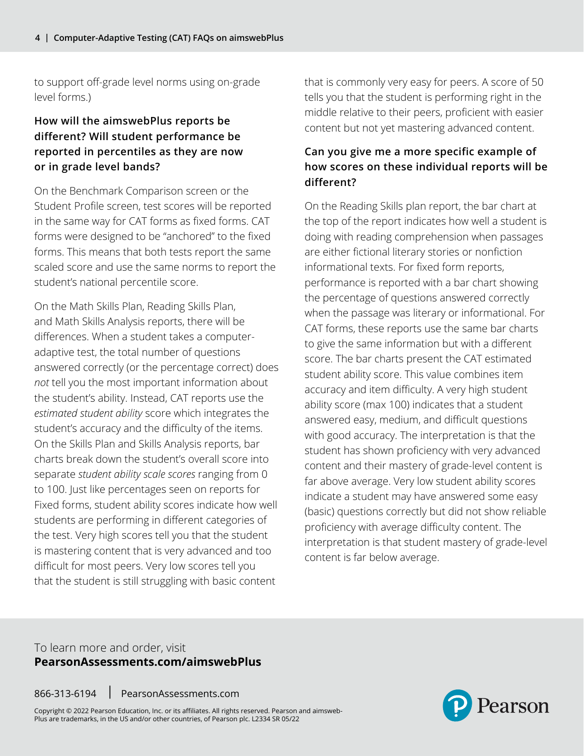to support off-grade level norms using on-grade level forms.)

### How will the aimswebPlus reports be different? Will student performance be reported in percentiles as they are now or in grade level bands?

On the Benchmark Comparison screen or the Student Profile screen, test scores will be reported in the same way for CAT forms as fixed forms. CAT forms were designed to be "anchored" to the fixed forms. This means that both tests report the same scaled score and use the same norms to report the student's national percentile score.

On the Math Skills Plan, Reading Skills Plan, and Math Skills Analysis reports, there will be differences. When a student takes a computer-adaptive test, the total number of questions answered correctly (or the percentage correct) does *not* tell you the most important information about the student's ability. Instead, CAT reports use the *estimated student ability* score which integrates the student's accuracy and the difficulty of the items. On the Skills Plan and Skills Analysis reports, bar charts break down the student's overall score into separate *student ability scale scores* ranging from 0 to 100. Just like percentages seen on reports for Fixed forms, student ability scores indicate how well students are performing in different categories of the test. Very high scores tell you that the student is mastering content that is very advanced and too difficult for most peers. Very low scores tell you that the student is still struggling with basic content that is commonly very easy for peers. A score of 50 tells you that the student is performing right in the middle relative to their peers, proficient with easier content but not yet mastering advanced content.

### Can you give me a more specific example of how scores on these individual reports will be different?

On the Reading Skills plan report, the bar chart at the top of the report indicates how well a student is doing with reading comprehension when passages are either fictional literary stories or nonfiction informational texts. For fixed form reports, performance is reported with a bar chart showing the percentage of questions answered correctly when the passage was literary or informational. For CAT forms, these reports use the same bar charts to give the same information but with a different score. The bar charts present the CAT estimated student ability score. This value combines item accuracy and item difficulty. A very high student ability score (max 100) indicates that a student answered easy, medium, and difficult questions with good accuracy. The interpretation is that the student has shown proficiency with very advanced content and their mastery of grade-level content is far above average. Very low student ability scores indicate a student may have answered some easy (basic) questions correctly but did not show reliable proficiency with average difficulty content. The interpretation is that student mastery of grade-level content is far below average.

To learn more and order, visit
**PearsonAssessments.com/aimswebPlus**

866-313-6194 | PearsonAssessments.com

Copyright © 2022 Pearson Education, Inc. or its affiliates. All rights reserved. Pearson and aimsweb-Plus are trademarks, in the US and/or other countries, of Pearson plc. L2334 SR 05/22

Pearson